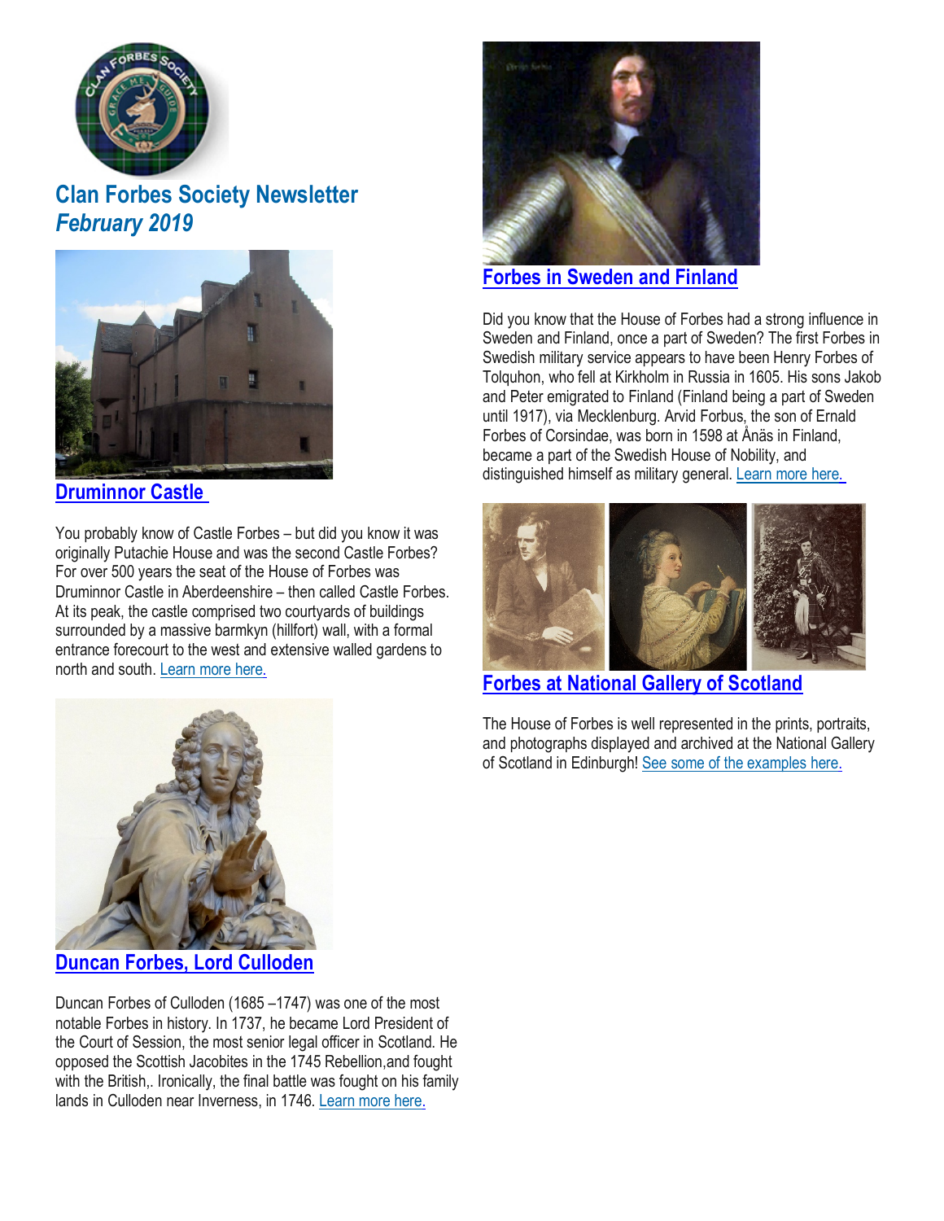# Clan Forbes Society Newsletter
## *February 2019*

### Druminnor Castle

You probably know of Castle Forbes – but did you know it was originally Putachie House and was the second Castle Forbes? For over 500 years the seat of the House of Forbes was Druminnor Castle in Aberdeenshire – then called Castle Forbes. At its peak, the castle comprised two courtyards of buildings surrounded by a massive barmkyn (hillfort) wall, with a formal entrance forecourt to the west and extensive walled gardens to north and south. Learn more here.

### Duncan Forbes, Lord Culloden

Duncan Forbes of Culloden (1685 –1747) was one of the most notable Forbes in history. In 1737, he became Lord President of the Court of Session, the most senior legal officer in Scotland. He opposed the Scottish Jacobites in the 1745 Rebellion,and fought with the British,. Ironically, the final battle was fought on his family lands in Culloden near Inverness, in 1746. Learn more here.

### Forbes in Sweden and Finland

Did you know that the House of Forbes had a strong influence in Sweden and Finland, once a part of Sweden? The first Forbes in Swedish military service appears to have been Henry Forbes of Tolquhon, who fell at Kirkholm in Russia in 1605. His sons Jakob and Peter emigrated to Finland (Finland being a part of Sweden until 1917), via Mecklenburg. Arvid Forbus, the son of Ernald Forbes of Corsindae, was born in 1598 at Ånäs in Finland, became a part of the Swedish House of Nobility, and distinguished himself as military general. Learn more here.

### Forbes at National Gallery of Scotland

The House of Forbes is well represented in the prints, portraits, and photographs displayed and archived at the National Gallery of Scotland in Edinburgh! See some of the examples here.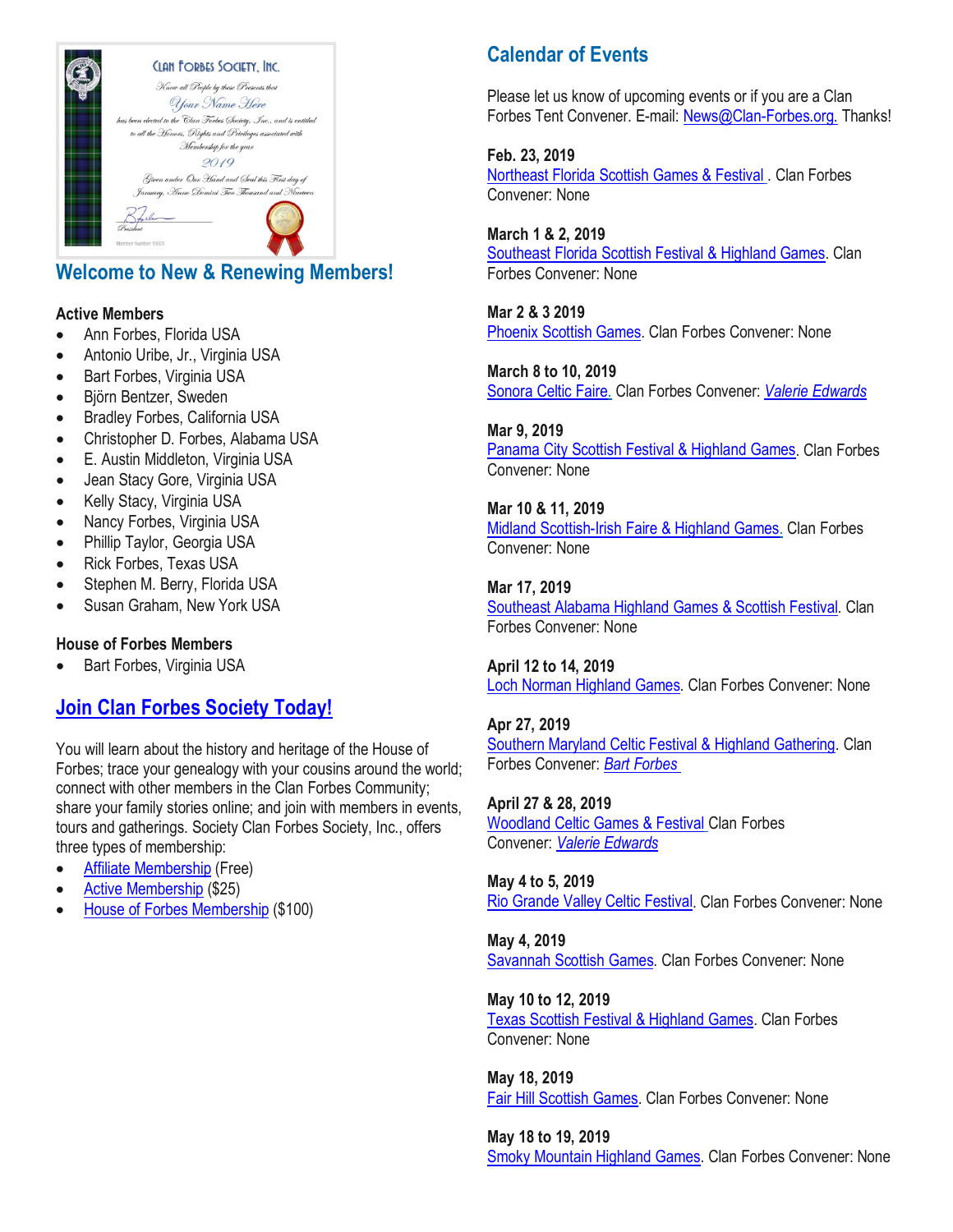## Welcome to New & Renewing Members!

**Active Members**

- Ann Forbes, Florida USA
- Antonio Uribe, Jr., Virginia USA
- Bart Forbes, Virginia USA
- Björn Bentzer, Sweden
- Bradley Forbes, California USA
- Christopher D. Forbes, Alabama USA
- E. Austin Middleton, Virginia USA
- Jean Stacy Gore, Virginia USA
- Kelly Stacy, Virginia USA
- Nancy Forbes, Virginia USA
- Phillip Taylor, Georgia USA
- Rick Forbes, Texas USA
- Stephen M. Berry, Florida USA
- Susan Graham, New York USA

**House of Forbes Members**

- Bart Forbes, Virginia USA

## Join Clan Forbes Society Today!

You will learn about the history and heritage of the House of Forbes; trace your genealogy with your cousins around the world; connect with other members in the Clan Forbes Community; share your family stories online; and join with members in events, tours and gatherings. Society Clan Forbes Society, Inc., offers three types of membership:

- Affiliate Membership (Free)
- Active Membership ($25)
- House of Forbes Membership ($100)

## Calendar of Events

Please let us know of upcoming events or if you are a Clan Forbes Tent Convener. E-mail: News@Clan-Forbes.org. Thanks!

**Feb. 23, 2019**
Northeast Florida Scottish Games & Festival . Clan Forbes Convener: None

**March 1 & 2, 2019**
Southeast Florida Scottish Festival & Highland Games. Clan Forbes Convener: None

**Mar 2 & 3 2019**
Phoenix Scottish Games. Clan Forbes Convener: None

**March 8 to 10, 2019**
Sonora Celtic Faire. Clan Forbes Convener: *Valerie Edwards*

**Mar 9, 2019**
Panama City Scottish Festival & Highland Games. Clan Forbes Convener: None

**Mar 10 & 11, 2019**
Midland Scottish-Irish Faire & Highland Games. Clan Forbes Convener: None

**Mar 17, 2019**
Southeast Alabama Highland Games & Scottish Festival. Clan Forbes Convener: None

**April 12 to 14, 2019**
Loch Norman Highland Games. Clan Forbes Convener: None

**Apr 27, 2019**
Southern Maryland Celtic Festival & Highland Gathering. Clan Forbes Convener: *Bart Forbes*

**April 27 & 28, 2019**
Woodland Celtic Games & Festival Clan Forbes Convener: *Valerie Edwards*

**May 4 to 5, 2019**
Rio Grande Valley Celtic Festival. Clan Forbes Convener: None

**May 4, 2019**
Savannah Scottish Games. Clan Forbes Convener: None

**May 10 to 12, 2019**
Texas Scottish Festival & Highland Games. Clan Forbes Convener: None

**May 18, 2019**
Fair Hill Scottish Games. Clan Forbes Convener: None

**May 18 to 19, 2019**
Smoky Mountain Highland Games. Clan Forbes Convener: None